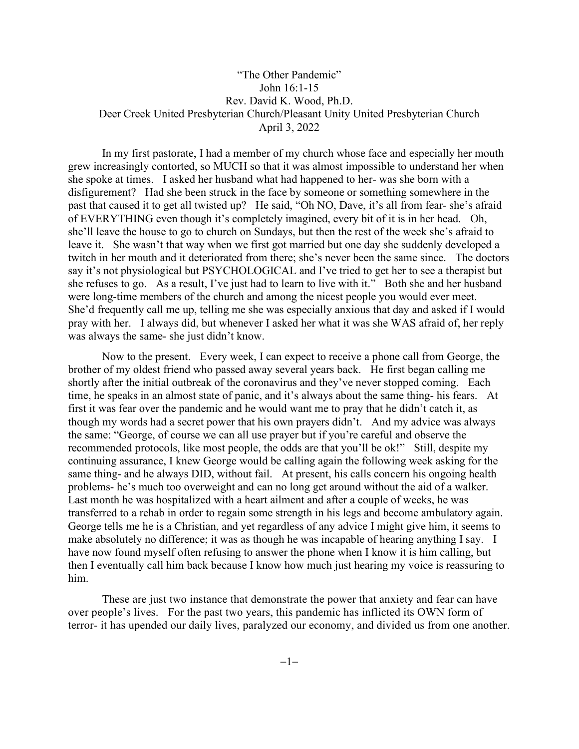# "The Other Pandemic"

John 16:1-15

Rev. David K. Wood, Ph.D.

Deer Creek United Presbyterian Church/Pleasant Unity United Presbyterian Church

April 3, 2022

In my first pastorate, I had a member of my church whose face and especially her mouth grew increasingly contorted, so MUCH so that it was almost impossible to understand her when she spoke at times. I asked her husband what had happened to her- was she born with a disfigurement? Had she been struck in the face by someone or something somewhere in the past that caused it to get all twisted up? He said, "Oh NO, Dave, it's all from fear- she's afraid of EVERYTHING even though it's completely imagined, every bit of it is in her head. Oh, she'll leave the house to go to church on Sundays, but then the rest of the week she's afraid to leave it. She wasn't that way when we first got married but one day she suddenly developed a twitch in her mouth and it deteriorated from there; she's never been the same since. The doctors say it's not physiological but PSYCHOLOGICAL and I've tried to get her to see a therapist but she refuses to go. As a result, I've just had to learn to live with it." Both she and her husband were long-time members of the church and among the nicest people you would ever meet. She'd frequently call me up, telling me she was especially anxious that day and asked if I would pray with her. I always did, but whenever I asked her what it was she WAS afraid of, her reply was always the same- she just didn't know.

Now to the present. Every week, I can expect to receive a phone call from George, the brother of my oldest friend who passed away several years back. He first began calling me shortly after the initial outbreak of the coronavirus and they've never stopped coming. Each time, he speaks in an almost state of panic, and it's always about the same thing- his fears. At first it was fear over the pandemic and he would want me to pray that he didn't catch it, as though my words had a secret power that his own prayers didn't. And my advice was always the same: "George, of course we can all use prayer but if you're careful and observe the recommended protocols, like most people, the odds are that you'll be ok!" Still, despite my continuing assurance, I knew George would be calling again the following week asking for the same thing- and he always DID, without fail. At present, his calls concern his ongoing health problems- he's much too overweight and can no long get around without the aid of a walker. Last month he was hospitalized with a heart ailment and after a couple of weeks, he was transferred to a rehab in order to regain some strength in his legs and become ambulatory again. George tells me he is a Christian, and yet regardless of any advice I might give him, it seems to make absolutely no difference; it was as though he was incapable of hearing anything I say. I have now found myself often refusing to answer the phone when I know it is him calling, but then I eventually call him back because I know how much just hearing my voice is reassuring to him.

These are just two instance that demonstrate the power that anxiety and fear can have over people's lives. For the past two years, this pandemic has inflicted its OWN form of terror- it has upended our daily lives, paralyzed our economy, and divided us from one another.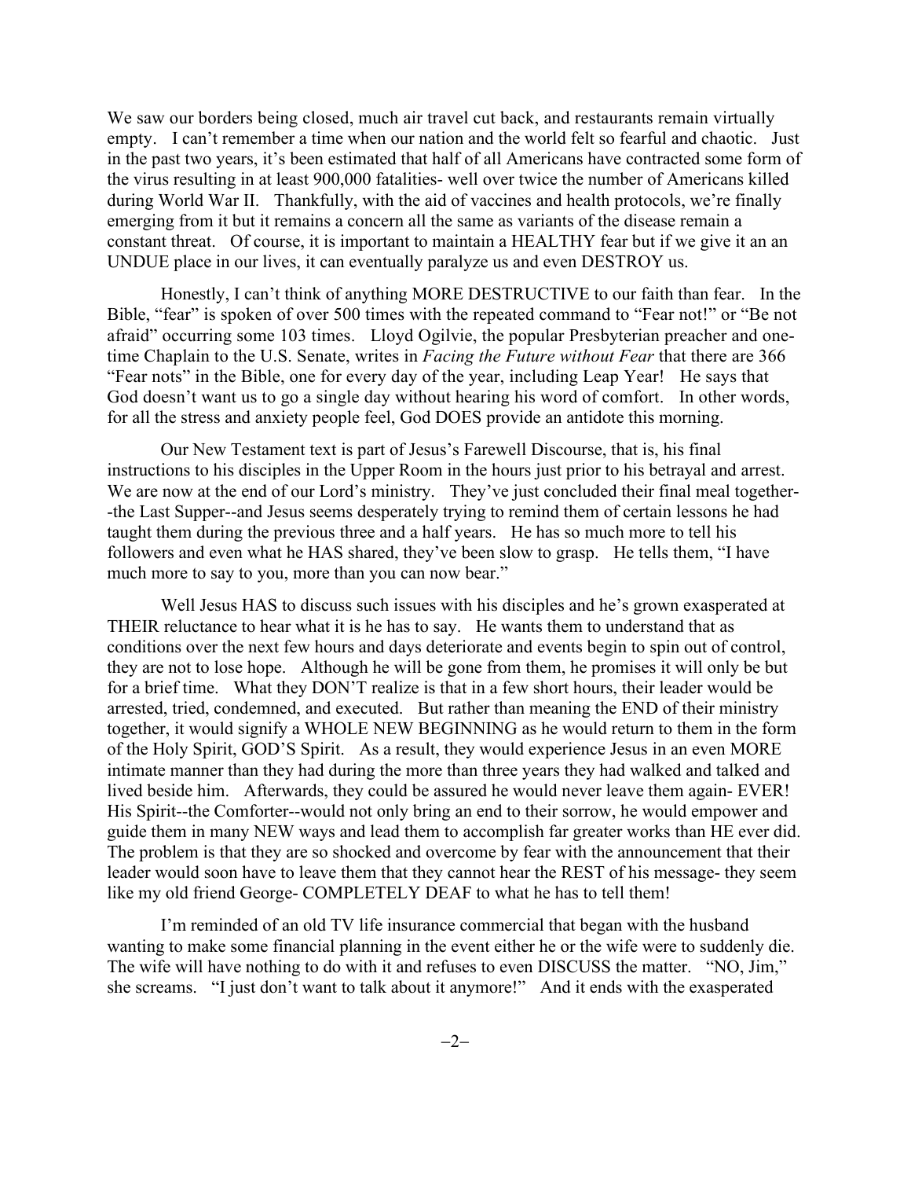We saw our borders being closed, much air travel cut back, and restaurants remain virtually empty. I can't remember a time when our nation and the world felt so fearful and chaotic. Just in the past two years, it's been estimated that half of all Americans have contracted some form of the virus resulting in at least 900,000 fatalities- well over twice the number of Americans killed during World War II. Thankfully, with the aid of vaccines and health protocols, we're finally emerging from it but it remains a concern all the same as variants of the disease remain a constant threat. Of course, it is important to maintain a HEALTHY fear but if we give it an an UNDUE place in our lives, it can eventually paralyze us and even DESTROY us.

Honestly, I can't think of anything MORE DESTRUCTIVE to our faith than fear. In the Bible, "fear" is spoken of over 500 times with the repeated command to "Fear not!" or "Be not afraid" occurring some 103 times. Lloyd Ogilvie, the popular Presbyterian preacher and one-time Chaplain to the U.S. Senate, writes in *Facing the Future without Fear* that there are 366 "Fear nots" in the Bible, one for every day of the year, including Leap Year! He says that God doesn't want us to go a single day without hearing his word of comfort. In other words, for all the stress and anxiety people feel, God DOES provide an antidote this morning.

Our New Testament text is part of Jesus's Farewell Discourse, that is, his final instructions to his disciples in the Upper Room in the hours just prior to his betrayal and arrest. We are now at the end of our Lord's ministry. They've just concluded their final meal together--the Last Supper--and Jesus seems desperately trying to remind them of certain lessons he had taught them during the previous three and a half years. He has so much more to tell his followers and even what he HAS shared, they've been slow to grasp. He tells them, "I have much more to say to you, more than you can now bear."

Well Jesus HAS to discuss such issues with his disciples and he's grown exasperated at THEIR reluctance to hear what it is he has to say. He wants them to understand that as conditions over the next few hours and days deteriorate and events begin to spin out of control, they are not to lose hope. Although he will be gone from them, he promises it will only be but for a brief time. What they DON'T realize is that in a few short hours, their leader would be arrested, tried, condemned, and executed. But rather than meaning the END of their ministry together, it would signify a WHOLE NEW BEGINNING as he would return to them in the form of the Holy Spirit, GOD'S Spirit. As a result, they would experience Jesus in an even MORE intimate manner than they had during the more than three years they had walked and talked and lived beside him. Afterwards, they could be assured he would never leave them again- EVER! His Spirit--the Comforter--would not only bring an end to their sorrow, he would empower and guide them in many NEW ways and lead them to accomplish far greater works than HE ever did. The problem is that they are so shocked and overcome by fear with the announcement that their leader would soon have to leave them that they cannot hear the REST of his message- they seem like my old friend George- COMPLETELY DEAF to what he has to tell them!

I'm reminded of an old TV life insurance commercial that began with the husband wanting to make some financial planning in the event either he or the wife were to suddenly die. The wife will have nothing to do with it and refuses to even DISCUSS the matter. "NO, Jim," she screams. "I just don't want to talk about it anymore!" And it ends with the exasperated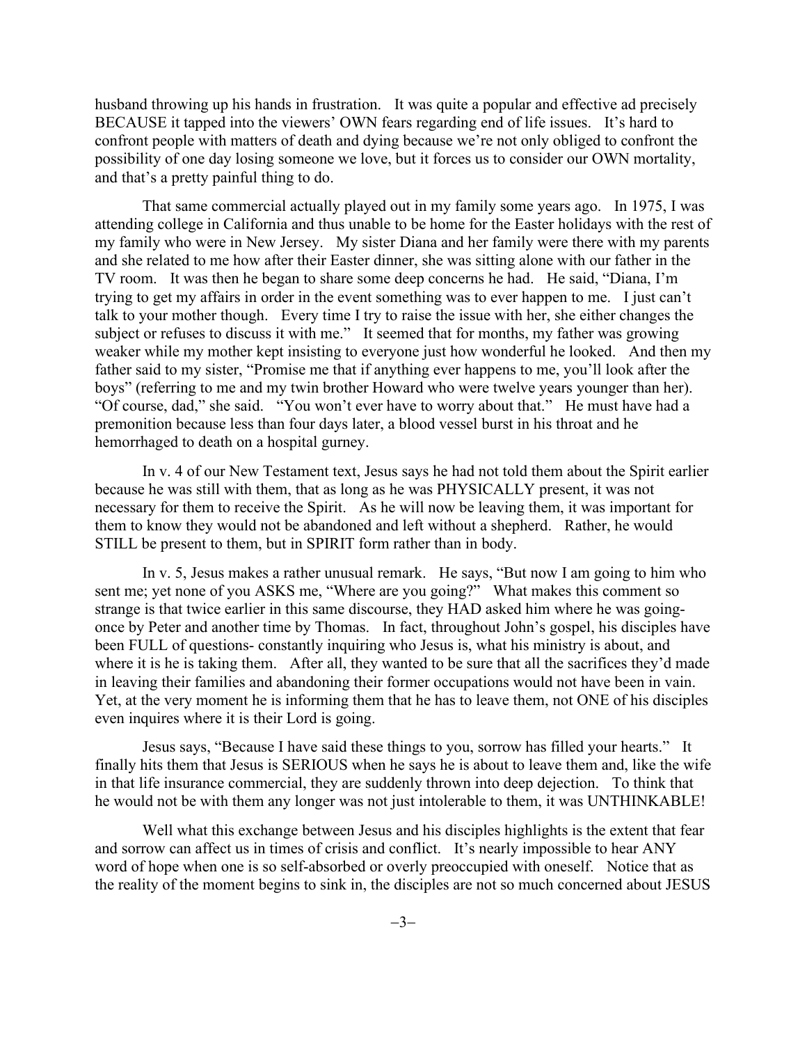husband throwing up his hands in frustration. It was quite a popular and effective ad precisely BECAUSE it tapped into the viewers' OWN fears regarding end of life issues. It's hard to confront people with matters of death and dying because we're not only obliged to confront the possibility of one day losing someone we love, but it forces us to consider our OWN mortality, and that's a pretty painful thing to do.

That same commercial actually played out in my family some years ago. In 1975, I was attending college in California and thus unable to be home for the Easter holidays with the rest of my family who were in New Jersey. My sister Diana and her family were there with my parents and she related to me how after their Easter dinner, she was sitting alone with our father in the TV room. It was then he began to share some deep concerns he had. He said, "Diana, I'm trying to get my affairs in order in the event something was to ever happen to me. I just can't talk to your mother though. Every time I try to raise the issue with her, she either changes the subject or refuses to discuss it with me." It seemed that for months, my father was growing weaker while my mother kept insisting to everyone just how wonderful he looked. And then my father said to my sister, "Promise me that if anything ever happens to me, you'll look after the boys" (referring to me and my twin brother Howard who were twelve years younger than her). "Of course, dad," she said. "You won't ever have to worry about that." He must have had a premonition because less than four days later, a blood vessel burst in his throat and he hemorrhaged to death on a hospital gurney.

In v. 4 of our New Testament text, Jesus says he had not told them about the Spirit earlier because he was still with them, that as long as he was PHYSICALLY present, it was not necessary for them to receive the Spirit. As he will now be leaving them, it was important for them to know they would not be abandoned and left without a shepherd. Rather, he would STILL be present to them, but in SPIRIT form rather than in body.

In v. 5, Jesus makes a rather unusual remark. He says, "But now I am going to him who sent me; yet none of you ASKS me, "Where are you going?" What makes this comment so strange is that twice earlier in this same discourse, they HAD asked him where he was going- once by Peter and another time by Thomas. In fact, throughout John's gospel, his disciples have been FULL of questions- constantly inquiring who Jesus is, what his ministry is about, and where it is he is taking them. After all, they wanted to be sure that all the sacrifices they'd made in leaving their families and abandoning their former occupations would not have been in vain. Yet, at the very moment he is informing them that he has to leave them, not ONE of his disciples even inquires where it is their Lord is going.

Jesus says, "Because I have said these things to you, sorrow has filled your hearts." It finally hits them that Jesus is SERIOUS when he says he is about to leave them and, like the wife in that life insurance commercial, they are suddenly thrown into deep dejection. To think that he would not be with them any longer was not just intolerable to them, it was UNTHINKABLE!

Well what this exchange between Jesus and his disciples highlights is the extent that fear and sorrow can affect us in times of crisis and conflict. It's nearly impossible to hear ANY word of hope when one is so self-absorbed or overly preoccupied with oneself. Notice that as the reality of the moment begins to sink in, the disciples are not so much concerned about JESUS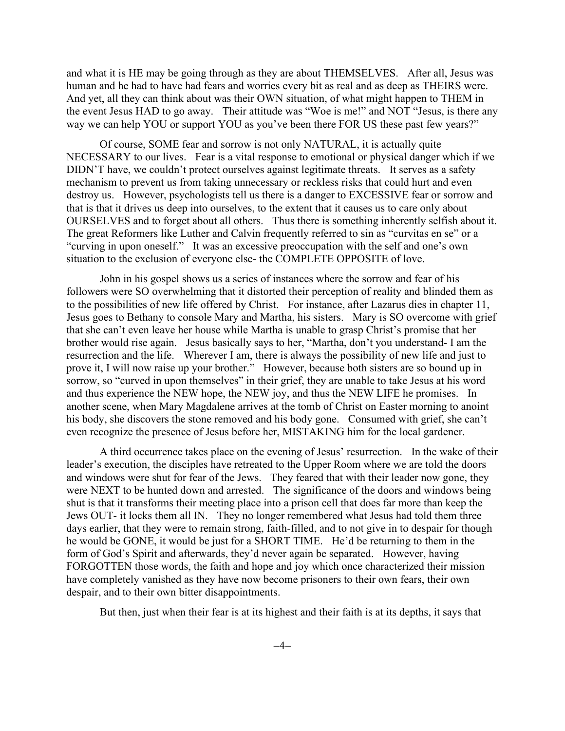and what it is HE may be going through as they are about THEMSELVES. After all, Jesus was human and he had to have had fears and worries every bit as real and as deep as THEIRS were. And yet, all they can think about was their OWN situation, of what might happen to THEM in the event Jesus HAD to go away. Their attitude was "Woe is me!" and NOT "Jesus, is there any way we can help YOU or support YOU as you've been there FOR US these past few years?"

Of course, SOME fear and sorrow is not only NATURAL, it is actually quite NECESSARY to our lives. Fear is a vital response to emotional or physical danger which if we DIDN'T have, we couldn't protect ourselves against legitimate threats. It serves as a safety mechanism to prevent us from taking unnecessary or reckless risks that could hurt and even destroy us. However, psychologists tell us there is a danger to EXCESSIVE fear or sorrow and that is that it drives us deep into ourselves, to the extent that it causes us to care only about OURSELVES and to forget about all others. Thus there is something inherently selfish about it. The great Reformers like Luther and Calvin frequently referred to sin as "curvitas en se" or a "curving in upon oneself." It was an excessive preoccupation with the self and one's own situation to the exclusion of everyone else- the COMPLETE OPPOSITE of love.

John in his gospel shows us a series of instances where the sorrow and fear of his followers were SO overwhelming that it distorted their perception of reality and blinded them as to the possibilities of new life offered by Christ. For instance, after Lazarus dies in chapter 11, Jesus goes to Bethany to console Mary and Martha, his sisters. Mary is SO overcome with grief that she can't even leave her house while Martha is unable to grasp Christ's promise that her brother would rise again. Jesus basically says to her, "Martha, don't you understand- I am the resurrection and the life. Wherever I am, there is always the possibility of new life and just to prove it, I will now raise up your brother." However, because both sisters are so bound up in sorrow, so "curved in upon themselves" in their grief, they are unable to take Jesus at his word and thus experience the NEW hope, the NEW joy, and thus the NEW LIFE he promises. In another scene, when Mary Magdalene arrives at the tomb of Christ on Easter morning to anoint his body, she discovers the stone removed and his body gone. Consumed with grief, she can't even recognize the presence of Jesus before her, MISTAKING him for the local gardener.

A third occurrence takes place on the evening of Jesus' resurrection. In the wake of their leader's execution, the disciples have retreated to the Upper Room where we are told the doors and windows were shut for fear of the Jews. They feared that with their leader now gone, they were NEXT to be hunted down and arrested. The significance of the doors and windows being shut is that it transforms their meeting place into a prison cell that does far more than keep the Jews OUT- it locks them all IN. They no longer remembered what Jesus had told them three days earlier, that they were to remain strong, faith-filled, and to not give in to despair for though he would be GONE, it would be just for a SHORT TIME. He'd be returning to them in the form of God's Spirit and afterwards, they'd never again be separated. However, having FORGOTTEN those words, the faith and hope and joy which once characterized their mission have completely vanished as they have now become prisoners to their own fears, their own despair, and to their own bitter disappointments.

But then, just when their fear is at its highest and their faith is at its depths, it says that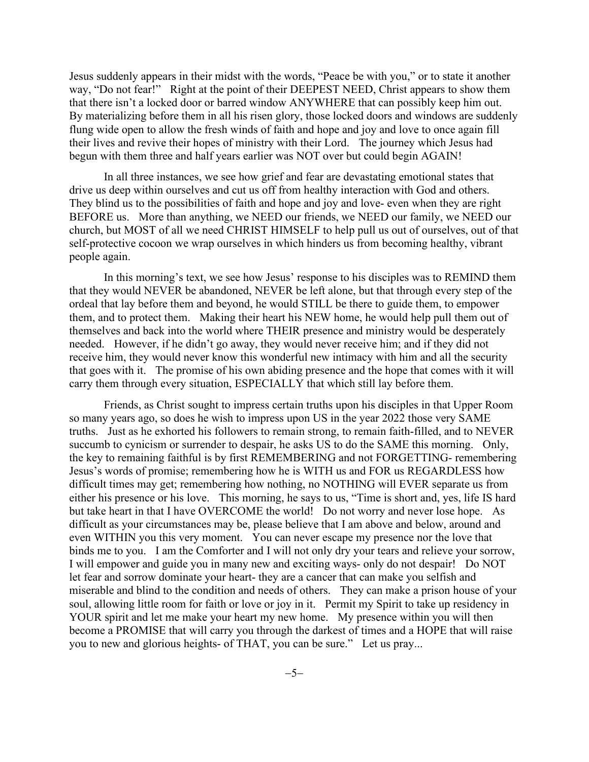Jesus suddenly appears in their midst with the words, “Peace be with you,” or to state it another way, “Do not fear!” Right at the point of their DEEPEST NEED, Christ appears to show them that there isn’t a locked door or barred window ANYWHERE that can possibly keep him out. By materializing before them in all his risen glory, those locked doors and windows are suddenly flung wide open to allow the fresh winds of faith and hope and joy and love to once again fill their lives and revive their hopes of ministry with their Lord. The journey which Jesus had begun with them three and half years earlier was NOT over but could begin AGAIN!

In all three instances, we see how grief and fear are devastating emotional states that drive us deep within ourselves and cut us off from healthy interaction with God and others. They blind us to the possibilities of faith and hope and joy and love- even when they are right BEFORE us. More than anything, we NEED our friends, we NEED our family, we NEED our church, but MOST of all we need CHRIST HIMSELF to help pull us out of ourselves, out of that self-protective cocoon we wrap ourselves in which hinders us from becoming healthy, vibrant people again.

In this morning’s text, we see how Jesus’ response to his disciples was to REMIND them that they would NEVER be abandoned, NEVER be left alone, but that through every step of the ordeal that lay before them and beyond, he would STILL be there to guide them, to empower them, and to protect them. Making their heart his NEW home, he would help pull them out of themselves and back into the world where THEIR presence and ministry would be desperately needed. However, if he didn’t go away, they would never receive him; and if they did not receive him, they would never know this wonderful new intimacy with him and all the security that goes with it. The promise of his own abiding presence and the hope that comes with it will carry them through every situation, ESPECIALLY that which still lay before them.

Friends, as Christ sought to impress certain truths upon his disciples in that Upper Room so many years ago, so does he wish to impress upon US in the year 2022 those very SAME truths. Just as he exhorted his followers to remain strong, to remain faith-filled, and to NEVER succumb to cynicism or surrender to despair, he asks US to do the SAME this morning. Only, the key to remaining faithful is by first REMEMBERING and not FORGETTING- remembering Jesus’s words of promise; remembering how he is WITH us and FOR us REGARDLESS how difficult times may get; remembering how nothing, no NOTHING will EVER separate us from either his presence or his love. This morning, he says to us, “Time is short and, yes, life IS hard but take heart in that I have OVERCOME the world! Do not worry and never lose hope. As difficult as your circumstances may be, please believe that I am above and below, around and even WITHIN you this very moment. You can never escape my presence nor the love that binds me to you. I am the Comforter and I will not only dry your tears and relieve your sorrow, I will empower and guide you in many new and exciting ways- only do not despair! Do NOT let fear and sorrow dominate your heart- they are a cancer that can make you selfish and miserable and blind to the condition and needs of others. They can make a prison house of your soul, allowing little room for faith or love or joy in it. Permit my Spirit to take up residency in YOUR spirit and let me make your heart my new home. My presence within you will then become a PROMISE that will carry you through the darkest of times and a HOPE that will raise you to new and glorious heights- of THAT, you can be sure.” Let us pray...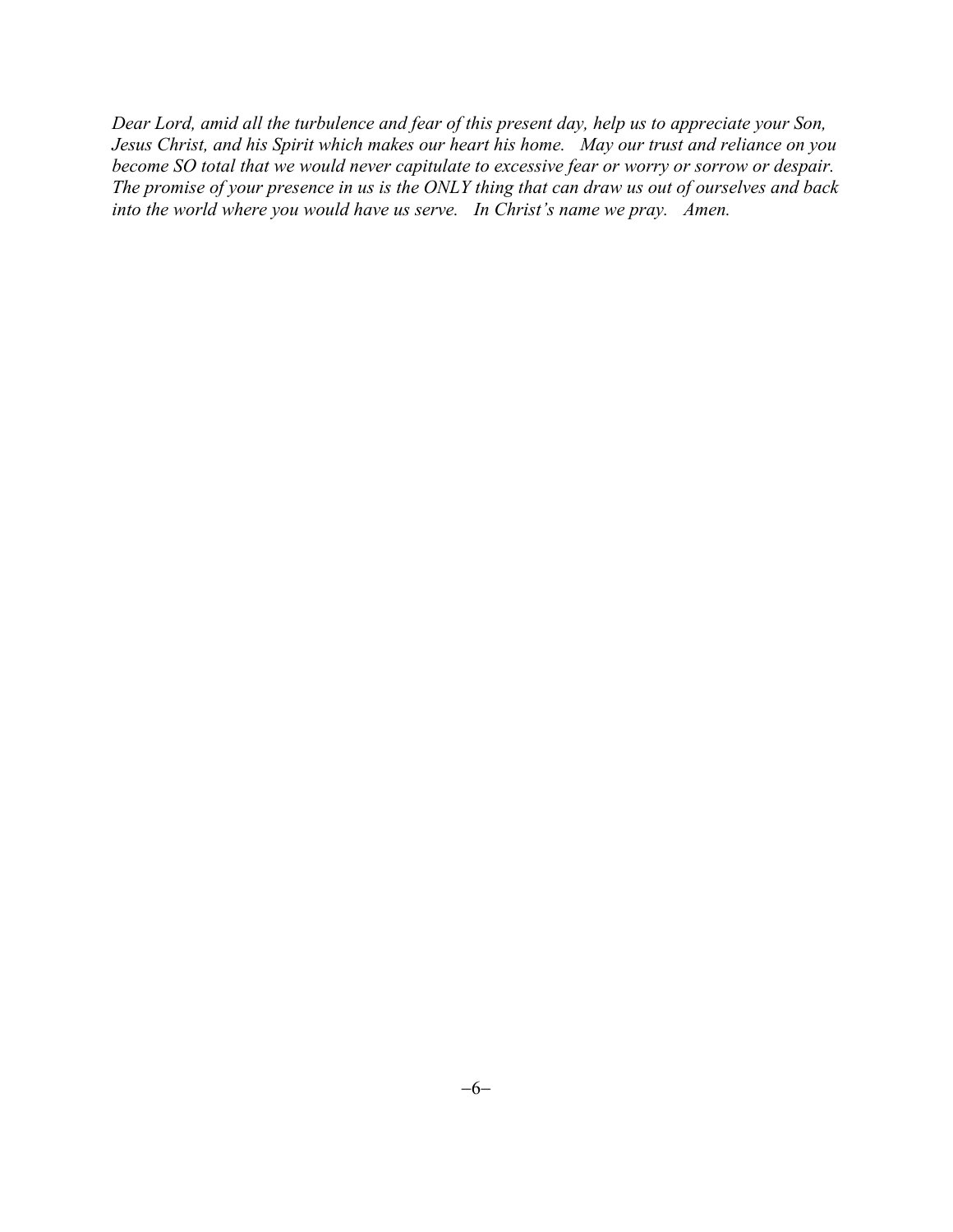*Dear Lord, amid all the turbulence and fear of this present day, help us to appreciate your Son, Jesus Christ, and his Spirit which makes our heart his home. May our trust and reliance on you become SO total that we would never capitulate to excessive fear or worry or sorrow or despair. The promise of your presence in us is the ONLY thing that can draw us out of ourselves and back into the world where you would have us serve. In Christ's name we pray. Amen.*